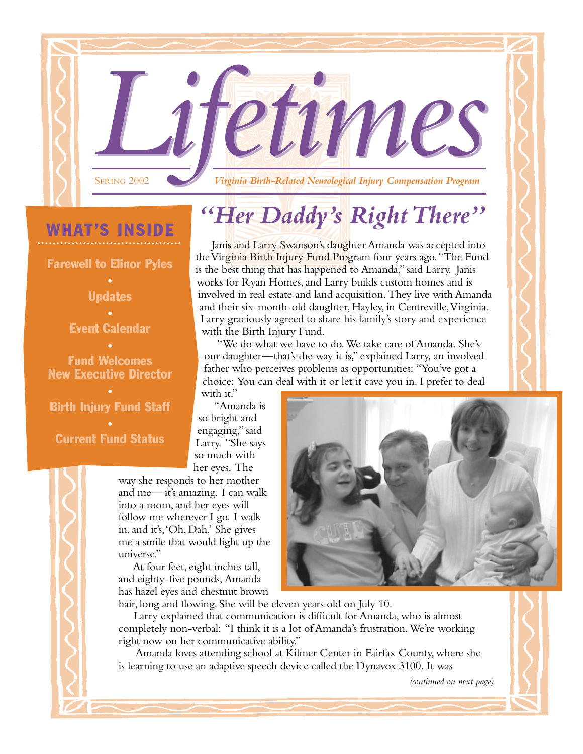# Lifetimes

SPRING 2002

*Virginia Birth-Related Neurological Injury Compensation Program*

## WHAT'S INSIDE

- Farewell to Elinor Pyles
- Updates
- Event Calendar
- Fund Welcomes New Executive Director
- Birth Injury Fund Staff
- Current Fund Status

## *"Her Daddy's Right There"*

Janis and Larry Swanson's daughter Amanda was accepted into the Virginia Birth Injury Fund Program four years ago. "The Fund is the best thing that has happened to Amanda," said Larry. Janis works for Ryan Homes, and Larry builds custom homes and is involved in real estate and land acquisition. They live with Amanda and their six-month-old daughter, Hayley, in Centreville, Virginia. Larry graciously agreed to share his family's story and experience with the Birth Injury Fund.

"We do what we have to do. We take care of Amanda. She's our daughter—that's the way it is," explained Larry, an involved father who perceives problems as opportunities: "You've got a choice: You can deal with it or let it cave you in. I prefer to deal with it."

"Amanda is so bright and engaging," said Larry. "She says so much with her eyes. The way she responds to her mother and me—it's amazing. I can walk into a room, and her eyes will follow me wherever I go. I walk in, and it's, 'Oh, Dah.' She gives me a smile that would light up the universe."

At four feet, eight inches tall, and eighty-five pounds, Amanda has hazel eyes and chestnut brown hair, long and flowing. She will be eleven years old on July 10.

Larry explained that communication is difficult for Amanda, who is almost completely non-verbal: "I think it is a lot of Amanda's frustration. We're working right now on her communicative ability."

Amanda loves attending school at Kilmer Center in Fairfax County, where she is learning to use an adaptive speech device called the Dynavox 3100. It was

*(continued on next page)*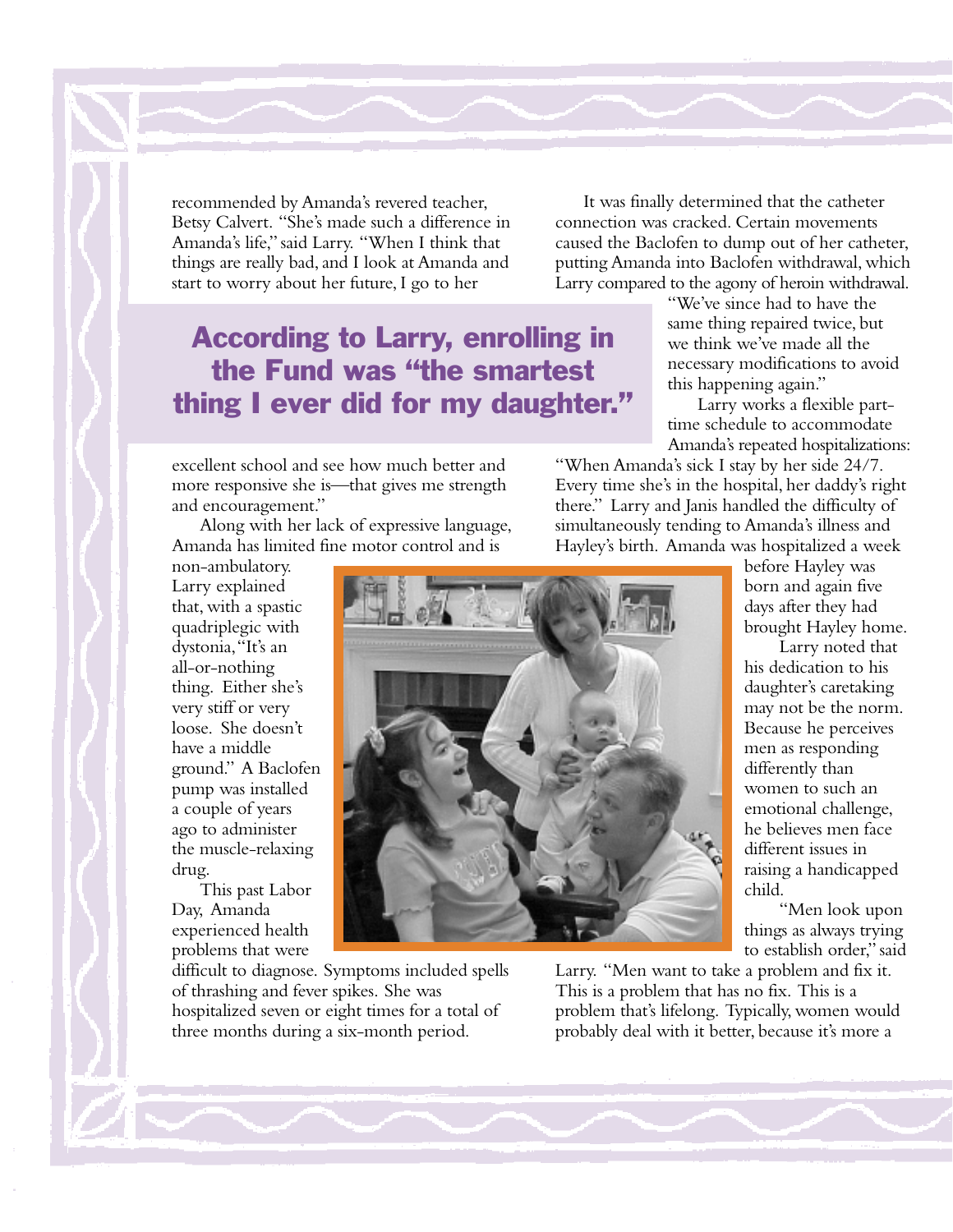recommended by Amanda's revered teacher, Betsy Calvert. "She's made such a difference in Amanda's life," said Larry. "When I think that things are really bad, and I look at Amanda and start to worry about her future, I go to her excellent school and see how much better and more responsive she is—that gives me strength and encouragement."

**According to Larry, enrolling in the Fund was "the smartest thing I ever did for my daughter."**

Along with her lack of expressive language, Amanda has limited fine motor control and is non-ambulatory. Larry explained that, with a spastic quadriplegic with dystonia, "It's an all-or-nothing thing. Either she's very stiff or very loose. She doesn't have a middle ground." A Baclofen pump was installed a couple of years ago to administer the muscle-relaxing drug.

This past Labor Day, Amanda experienced health problems that were difficult to diagnose. Symptoms included spells of thrashing and fever spikes. She was hospitalized seven or eight times for a total of three months during a six-month period.

It was finally determined that the catheter connection was cracked. Certain movements caused the Baclofen to dump out of her catheter, putting Amanda into Baclofen withdrawal, which Larry compared to the agony of heroin withdrawal. "We've since had to have the same thing repaired twice, but we think we've made all the necessary modifications to avoid this happening again."

Larry works a flexible part-time schedule to accommodate Amanda's repeated hospitalizations: "When Amanda's sick I stay by her side 24/7. Every time she's in the hospital, her daddy's right there." Larry and Janis handled the difficulty of simultaneously tending to Amanda's illness and Hayley's birth. Amanda was hospitalized a week before Hayley was born and again five days after they had brought Hayley home.

Larry noted that his dedication to his daughter's caretaking may not be the norm. Because he perceives men as responding differently than women to such an emotional challenge, he believes men face different issues in raising a handicapped child.

"Men look upon things as always trying to establish order," said Larry. "Men want to take a problem and fix it. This is a problem that has no fix. This is a problem that's lifelong. Typically, women would probably deal with it better, because it's more a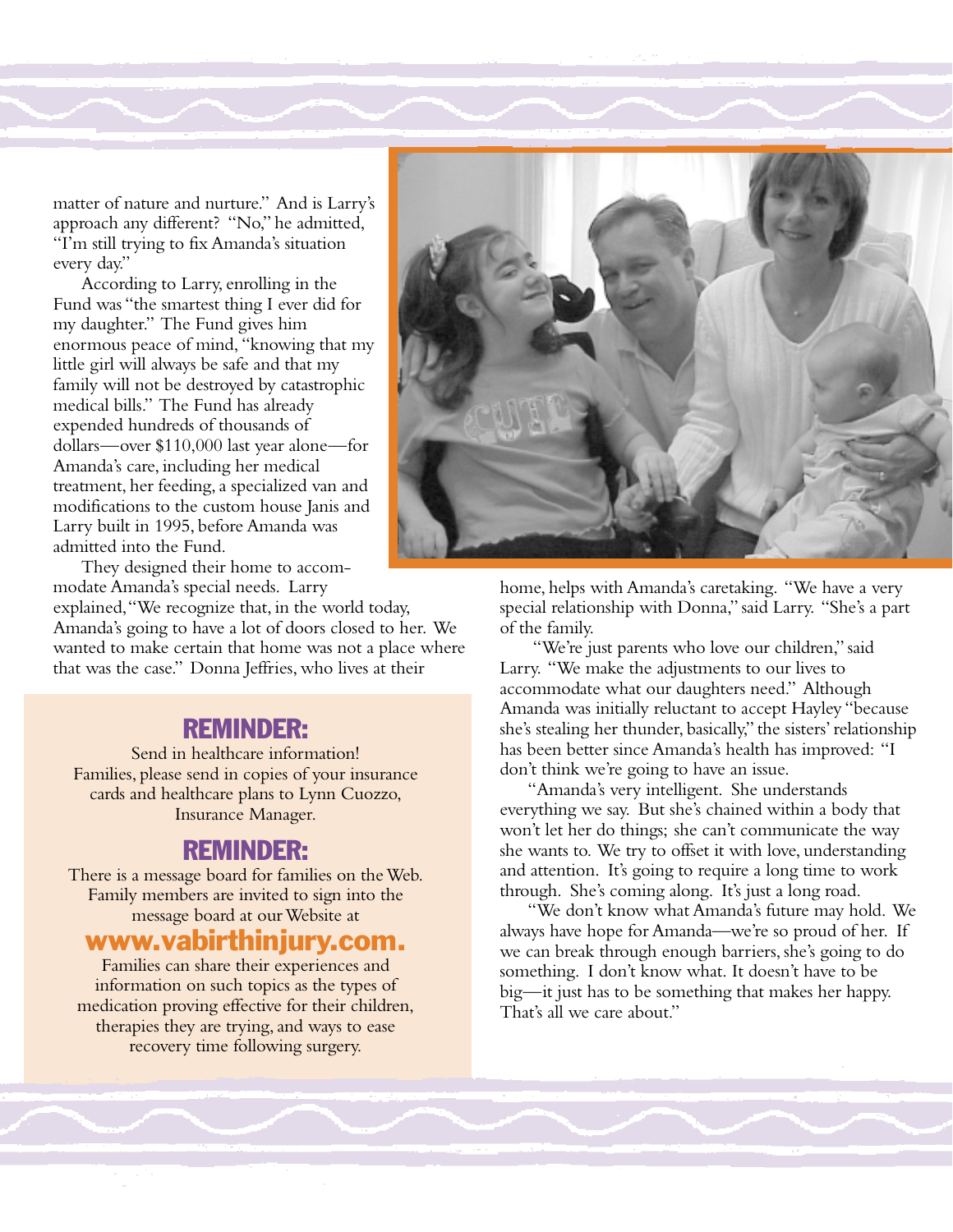matter of nature and nurture." And is Larry's approach any different? "No," he admitted, "I'm still trying to fix Amanda's situation every day."

According to Larry, enrolling in the Fund was "the smartest thing I ever did for my daughter." The Fund gives him enormous peace of mind, "knowing that my little girl will always be safe and that my family will not be destroyed by catastrophic medical bills." The Fund has already expended hundreds of thousands of dollars—over $110,000 last year alone—for Amanda's care, including her medical treatment, her feeding, a specialized van and modifications to the custom house Janis and Larry built in 1995, before Amanda was admitted into the Fund.

They designed their home to accommodate Amanda's special needs. Larry explained, "We recognize that, in the world today, Amanda's going to have a lot of doors closed to her. We wanted to make certain that home was not a place where that was the case." Donna Jeffries, who lives at their home, helps with Amanda's caretaking. "We have a very special relationship with Donna," said Larry. "She's a part of the family.

"We're just parents who love our children," said Larry. "We make the adjustments to our lives to accommodate what our daughters need." Although Amanda was initially reluctant to accept Hayley "because she's stealing her thunder, basically," the sisters' relationship has been better since Amanda's health has improved: "I don't think we're going to have an issue.

"Amanda's very intelligent. She understands everything we say. But she's chained within a body that won't let her do things; she can't communicate the way she wants to. We try to offset it with love, understanding and attention. It's going to require a long time to work through. She's coming along. It's just a long road.

"We don't know what Amanda's future may hold. We always have hope for Amanda—we're so proud of her. If we can break through enough barriers, she's going to do something. I don't know what. It doesn't have to be big—it just has to be something that makes her happy. That's all we care about."

## REMINDER:

Send in healthcare information! Families, please send in copies of your insurance cards and healthcare plans to Lynn Cuozzo, Insurance Manager.

## REMINDER:

There is a message board for families on the Web. Family members are invited to sign into the message board at our Website at

**www.vabirthinjury.com.**

Families can share their experiences and information on such topics as the types of medication proving effective for their children, therapies they are trying, and ways to ease recovery time following surgery.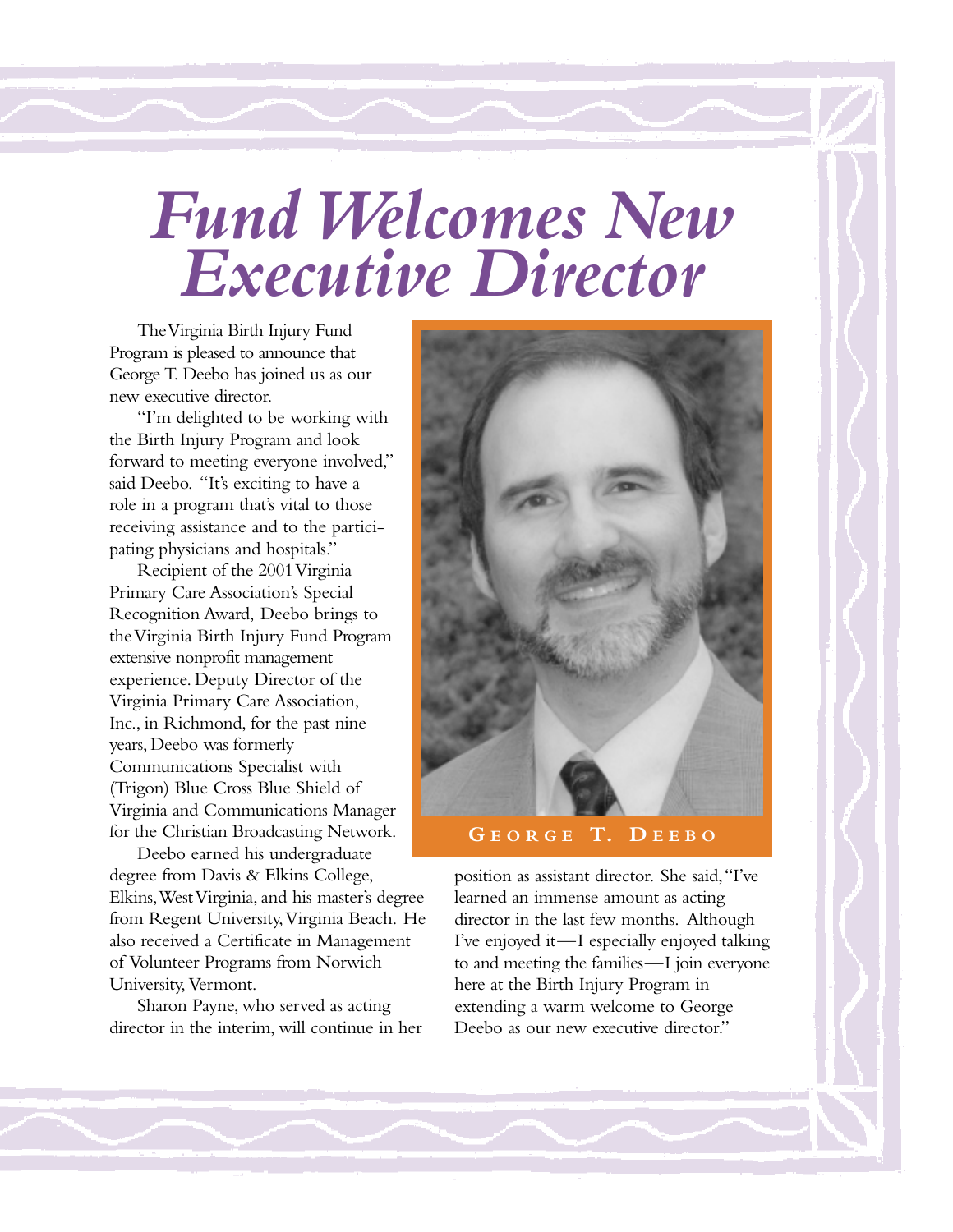# *Fund Welcomes New Executive Director*

The Virginia Birth Injury Fund Program is pleased to announce that George T. Deebo has joined us as our new executive director.

"I'm delighted to be working with the Birth Injury Program and look forward to meeting everyone involved," said Deebo. "It's exciting to have a role in a program that's vital to those receiving assistance and to the participating physicians and hospitals."

Recipient of the 2001 Virginia Primary Care Association's Special Recognition Award, Deebo brings to the Virginia Birth Injury Fund Program extensive nonprofit management experience. Deputy Director of the Virginia Primary Care Association, Inc., in Richmond, for the past nine years, Deebo was formerly Communications Specialist with (Trigon) Blue Cross Blue Shield of Virginia and Communications Manager for the Christian Broadcasting Network.

Deebo earned his undergraduate degree from Davis & Elkins College, Elkins, West Virginia, and his master's degree from Regent University, Virginia Beach. He also received a Certificate in Management of Volunteer Programs from Norwich University, Vermont.

Sharon Payne, who served as acting director in the interim, will continue in her position as assistant director. She said, "I've learned an immense amount as acting director in the last few months. Although I've enjoyed it—I especially enjoyed talking to and meeting the families—I join everyone here at the Birth Injury Program in extending a warm welcome to George Deebo as our new executive director."

GEORGE T. DEEBO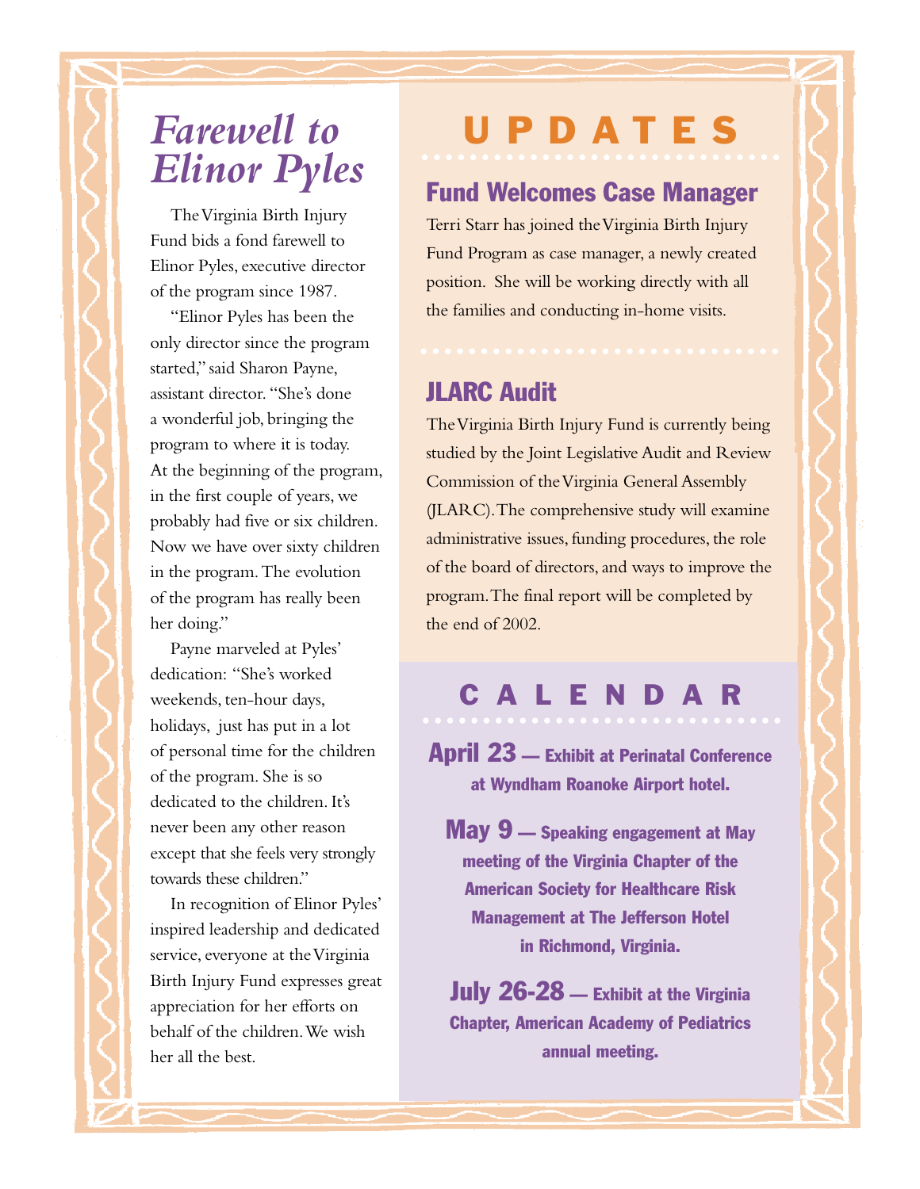# *Farewell to Elinor Pyles*

The Virginia Birth Injury Fund bids a fond farewell to Elinor Pyles, executive director of the program since 1987.

"Elinor Pyles has been the only director since the program started," said Sharon Payne, assistant director. "She's done a wonderful job, bringing the program to where it is today. At the beginning of the program, in the first couple of years, we probably had five or six children. Now we have over sixty children in the program. The evolution of the program has really been her doing."

Payne marveled at Pyles' dedication: "She's worked weekends, ten-hour days, holidays, just has put in a lot of personal time for the children of the program. She is so dedicated to the children. It's never been any other reason except that she feels very strongly towards these children."

In recognition of Elinor Pyles' inspired leadership and dedicated service, everyone at the Virginia Birth Injury Fund expresses great appreciation for her efforts on behalf of the children. We wish her all the best.

# UPDATES

## Fund Welcomes Case Manager

Terri Starr has joined the Virginia Birth Injury Fund Program as case manager, a newly created position. She will be working directly with all the families and conducting in-home visits.

## JLARC Audit

The Virginia Birth Injury Fund is currently being studied by the Joint Legislative Audit and Review Commission of the Virginia General Assembly (JLARC). The comprehensive study will examine administrative issues, funding procedures, the role of the board of directors, and ways to improve the program. The final report will be completed by the end of 2002.

# CALENDAR

**April 23 — Exhibit at Perinatal Conference at Wyndham Roanoke Airport hotel.**

**May 9 — Speaking engagement at May meeting of the Virginia Chapter of the American Society for Healthcare Risk Management at The Jefferson Hotel in Richmond, Virginia.**

**July 26-28 — Exhibit at the Virginia Chapter, American Academy of Pediatrics annual meeting.**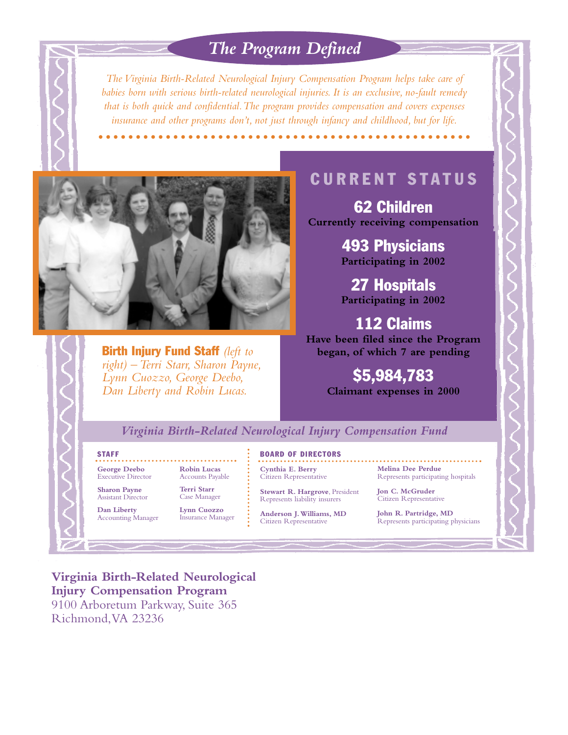# The Program Defined

*The Virginia Birth-Related Neurological Injury Compensation Program helps take care of babies born with serious birth-related neurological injuries. It is an exclusive, no-fault remedy that is both quick and confidential. The program provides compensation and covers expenses insurance and other programs don't, not just through infancy and childhood, but for life.*

**Birth Injury Fund Staff** *(left to right) – Terri Starr, Sharon Payne, Lynn Cuozzo, George Deebo, Dan Liberty and Robin Lucas.*

## CURRENT STATUS

**62 Children**
Currently receiving compensation

**493 Physicians**
Participating in 2002

**27 Hospitals**
Participating in 2002

**112 Claims**
Have been filed since the Program began, of which 7 are pending

**$5,984,783**
Claimant expenses in 2000

## *Virginia Birth-Related Neurological Injury Compensation Fund*

### STAFF

**George Deebo**
Executive Director

**Sharon Payne**
Assistant Director

**Dan Liberty**
Accounting Manager

**Robin Lucas**
Accounts Payable

**Terri Starr**
Case Manager

**Lynn Cuozzo**
Insurance Manager

### BOARD OF DIRECTORS

**Cynthia E. Berry**
Citizen Representative

**Stewart R. Hargrove**, President
Represents liability insurers

**Anderson J. Williams, MD**
Citizen Representative

**Melina Dee Perdue**
Represents participating hospitals

**Jon C. McGruder**
Citizen Representative

**John R. Partridge, MD**
Represents participating physicians

**Virginia Birth-Related Neurological Injury Compensation Program**
9100 Arboretum Parkway, Suite 365
Richmond, VA 23236